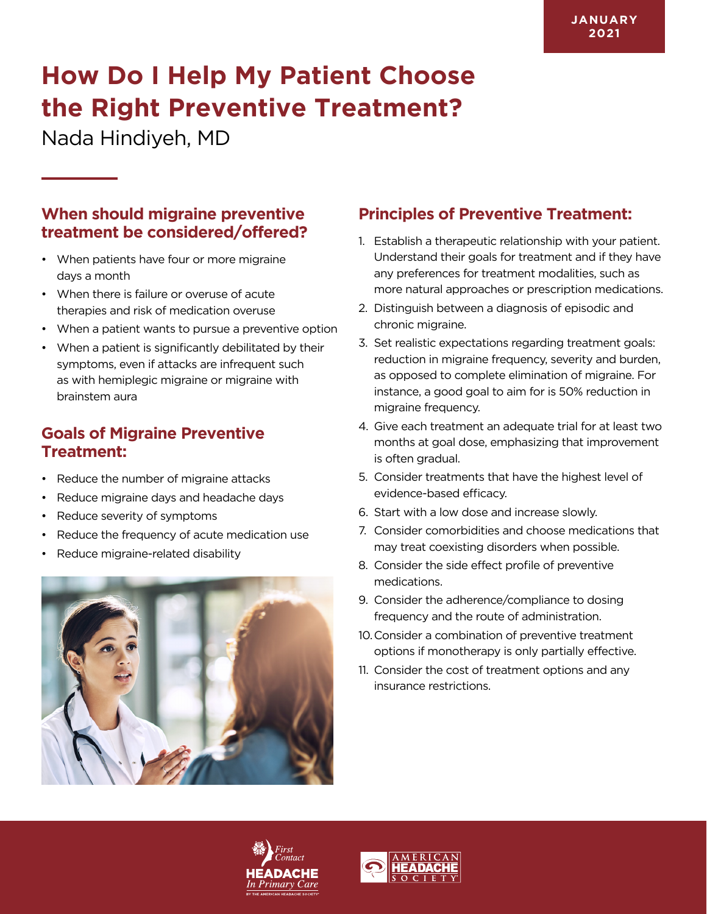JANUARY 2021

# How Do I Help My Patient Choose the Right Preventive Treatment?

Nada Hindiyeh, MD

## When should migraine preventive treatment be considered/offered?

- When patients have four or more migraine days a month
- When there is failure or overuse of acute therapies and risk of medication overuse
- When a patient wants to pursue a preventive option
- When a patient is significantly debilitated by their symptoms, even if attacks are infrequent such as with hemiplegic migraine or migraine with brainstem aura

## Goals of Migraine Preventive Treatment:

- Reduce the number of migraine attacks
- Reduce migraine days and headache days
- Reduce severity of symptoms
- Reduce the frequency of acute medication use
- Reduce migraine-related disability

## Principles of Preventive Treatment:

1. Establish a therapeutic relationship with your patient. Understand their goals for treatment and if they have any preferences for treatment modalities, such as more natural approaches or prescription medications.
2. Distinguish between a diagnosis of episodic and chronic migraine.
3. Set realistic expectations regarding treatment goals: reduction in migraine frequency, severity and burden, as opposed to complete elimination of migraine. For instance, a good goal to aim for is 50% reduction in migraine frequency.
4. Give each treatment an adequate trial for at least two months at goal dose, emphasizing that improvement is often gradual.
5. Consider treatments that have the highest level of evidence-based efficacy.
6. Start with a low dose and increase slowly.
7. Consider comorbidities and choose medications that may treat coexisting disorders when possible.
8. Consider the side effect profile of preventive medications.
9. Consider the adherence/compliance to dosing frequency and the route of administration.
10. Consider a combination of preventive treatment options if monotherapy is only partially effective.
11. Consider the cost of treatment options and any insurance restrictions.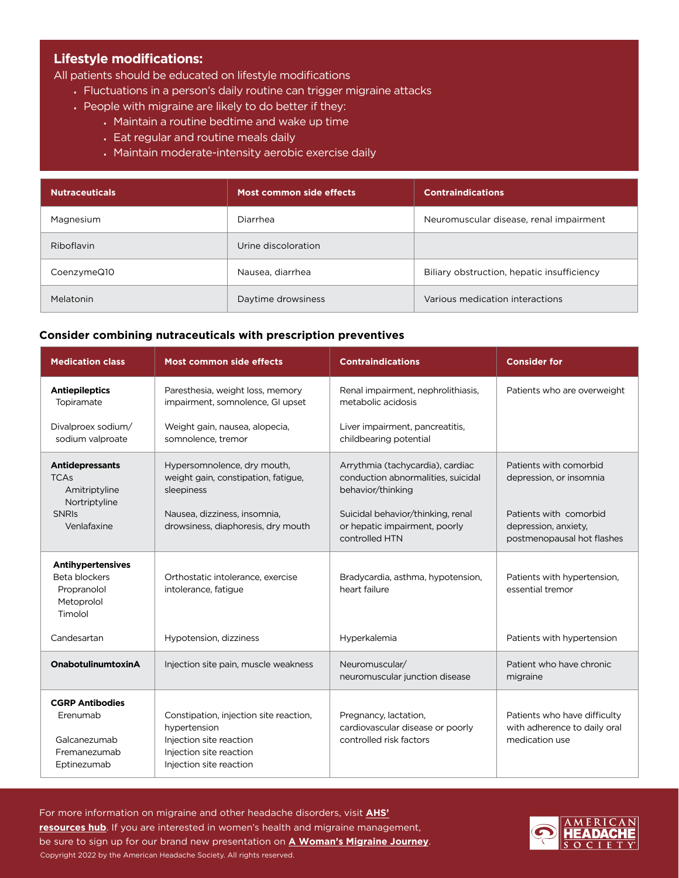## Lifestyle modifications:

All patients should be educated on lifestyle modifications

- Fluctuations in a person's daily routine can trigger migraine attacks
- People with migraine are likely to do better if they:
  - Maintain a routine bedtime and wake up time
  - Eat regular and routine meals daily
  - Maintain moderate-intensity aerobic exercise daily

| Nutraceuticals | Most common side effects | Contraindications |
|---|---|---|
| Magnesium | Diarrhea | Neuromuscular disease, renal impairment |
| Riboflavin | Urine discoloration | |
| CoenzymeQ10 | Nausea, diarrhea | Biliary obstruction, hepatic insufficiency |
| Melatonin | Daytime drowsiness | Various medication interactions |

### Consider combining nutraceuticals with prescription preventives

| Medication class | Most common side effects | Contraindications | Consider for |
|---|---|---|---|
| **Antiepileptics**<br>Topiramate | Paresthesia, weight loss, memory impairment, somnolence, GI upset | Renal impairment, nephrolithiasis, metabolic acidosis | Patients who are overweight |
| Divalproex sodium/ sodium valproate | Weight gain, nausea, alopecia, somnolence, tremor | Liver impairment, pancreatitis, childbearing potential | |
| **Antidepressants**<br>TCAs<br>Amitriptyline<br>Nortriptyline | Hypersomnolence, dry mouth, weight gain, constipation, fatigue, sleepiness | Arrythmia (tachycardia), cardiac conduction abnormalities, suicidal behavior/thinking | Patients with comorbid depression, or insomnia |
| SNRIs<br>Venlafaxine | Nausea, dizziness, insomnia, drowsiness, diaphoresis, dry mouth | Suicidal behavior/thinking, renal or hepatic impairment, poorly controlled HTN | Patients with comorbid depression, anxiety, postmenopausal hot flashes |
| **Antihypertensives**<br>Beta blockers<br>Propranolol<br>Metoprolol<br>Timolol | Orthostatic intolerance, exercise intolerance, fatigue | Bradycardia, asthma, hypotension, heart failure | Patients with hypertension, essential tremor |
| Candesartan | Hypotension, dizziness | Hyperkalemia | Patients with hypertension |
| **OnabotulinumtoxinA** | Injection site pain, muscle weakness | Neuromuscular/ neuromuscular junction disease | Patient who have chronic migraine |
| **CGRP Antibodies**<br>Erenumab<br><br>Galcanezumab<br>Fremanezumab<br>Eptinezumab | Constipation, injection site reaction, hypertension<br>Injection site reaction<br>Injection site reaction<br>Injection site reaction | Pregnancy, lactation, cardiovascular disease or poorly controlled risk factors | Patients who have difficulty with adherence to daily oral medication use |

For more information on migraine and other headache disorders, visit **AHS' resources hub**. If you are interested in women's health and migraine management, be sure to sign up for our brand new presentation on **A Woman's Migraine Journey**.

Copyright 2022 by the American Headache Society. All rights reserved.

AMERICAN HEADACHE SOCIETY